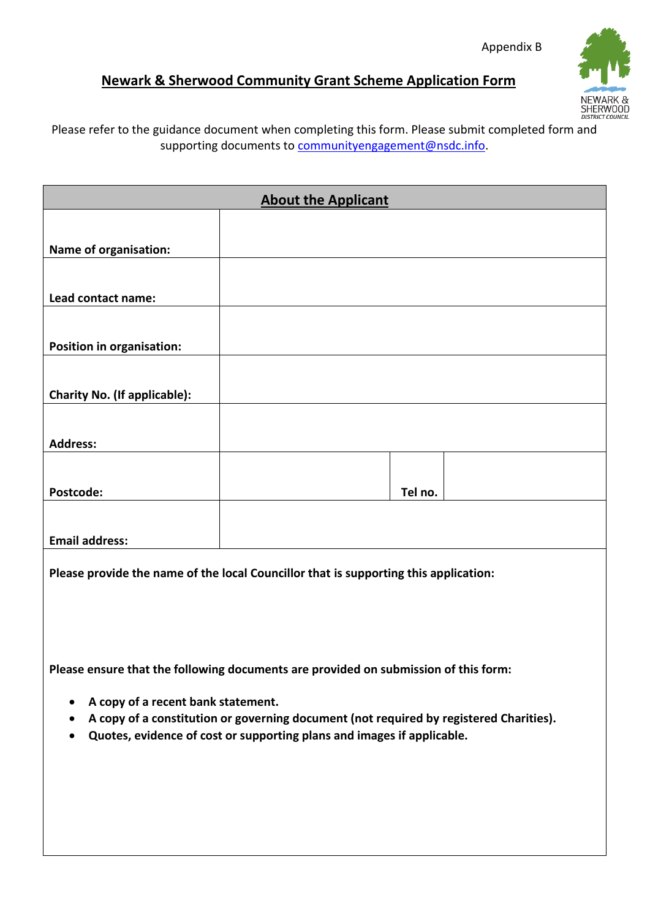Appendix B

# Newark & Sherwood Community Grant Scheme Application Form

Please refer to the guidance document when completing this form. Please submit completed form and supporting documents to communityengagement@nsdc.info.

| About the Applicant | | | |
|---|---|---|---|
| **Name of organisation:** | | | |
| **Lead contact name:** | | | |
| **Position in organisation:** | | | |
| **Charity No. (If applicable):** | | | |
| **Address:** | | | |
| **Postcode:** | | **Tel no.** | |
| **Email address:** | | | |

**Please provide the name of the local Councillor that is supporting this application:**

**Please ensure that the following documents are provided on submission of this form:**

- **A copy of a recent bank statement.**
- **A copy of a constitution or governing document (not required by registered Charities).**
- **Quotes, evidence of cost or supporting plans and images if applicable.**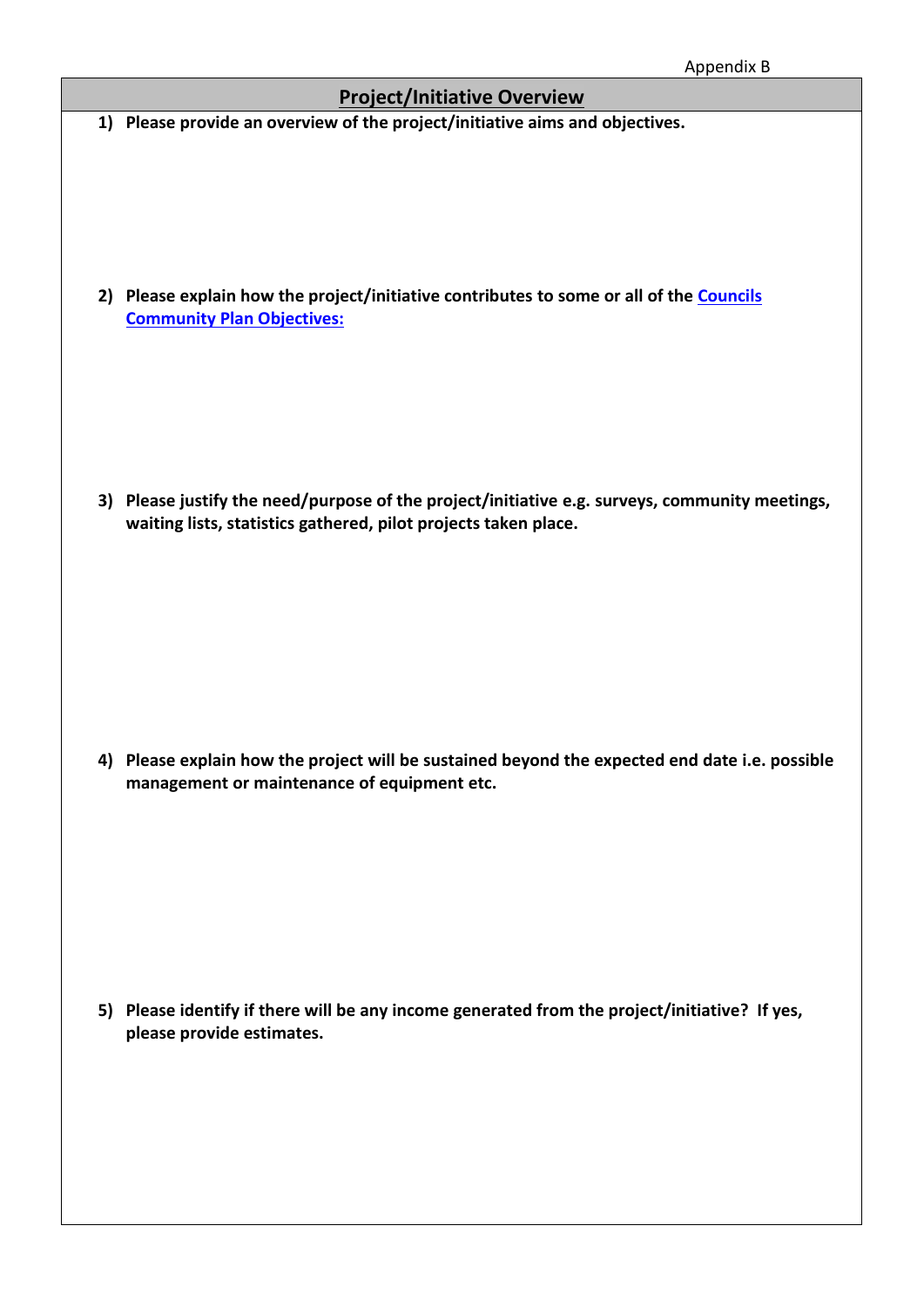Appendix B

## Project/Initiative Overview

1) **Please provide an overview of the project/initiative aims and objectives.**

2) **Please explain how the project/initiative contributes to some or all of the [Councils Community Plan Objectives:]()**

3) **Please justify the need/purpose of the project/initiative e.g. surveys, community meetings, waiting lists, statistics gathered, pilot projects taken place.**

4) **Please explain how the project will be sustained beyond the expected end date i.e. possible management or maintenance of equipment etc.**

5) **Please identify if there will be any income generated from the project/initiative? If yes, please provide estimates.**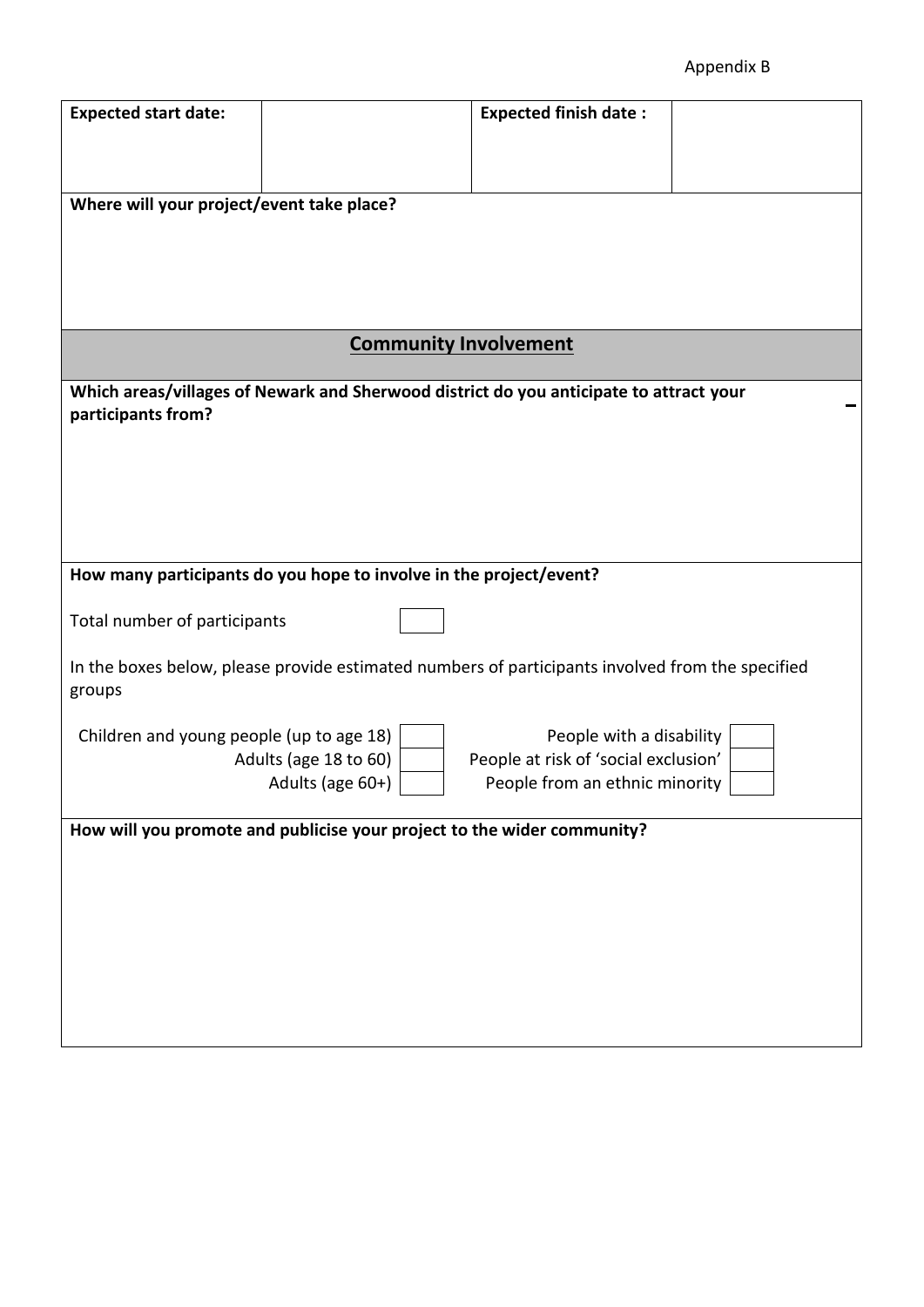Appendix B

| **Expected start date:** | | **Expected finish date :** | |
|---|---|---|---|

**Where will your project/event take place?**

## Community Involvement

**Which areas/villages of Newark and Sherwood district do you anticipate to attract your participants from?**

**How many participants do you hope to involve in the project/event?**

Total number of participants

In the boxes below, please provide estimated numbers of participants involved from the specified groups

| | | | |
|---|---|---|---|
| Children and young people (up to age 18) | | People with a disability | |
| Adults (age 18 to 60) | | People at risk of 'social exclusion' | |
| Adults (age 60+) | | People from an ethnic minority | |

**How will you promote and publicise your project to the wider community?**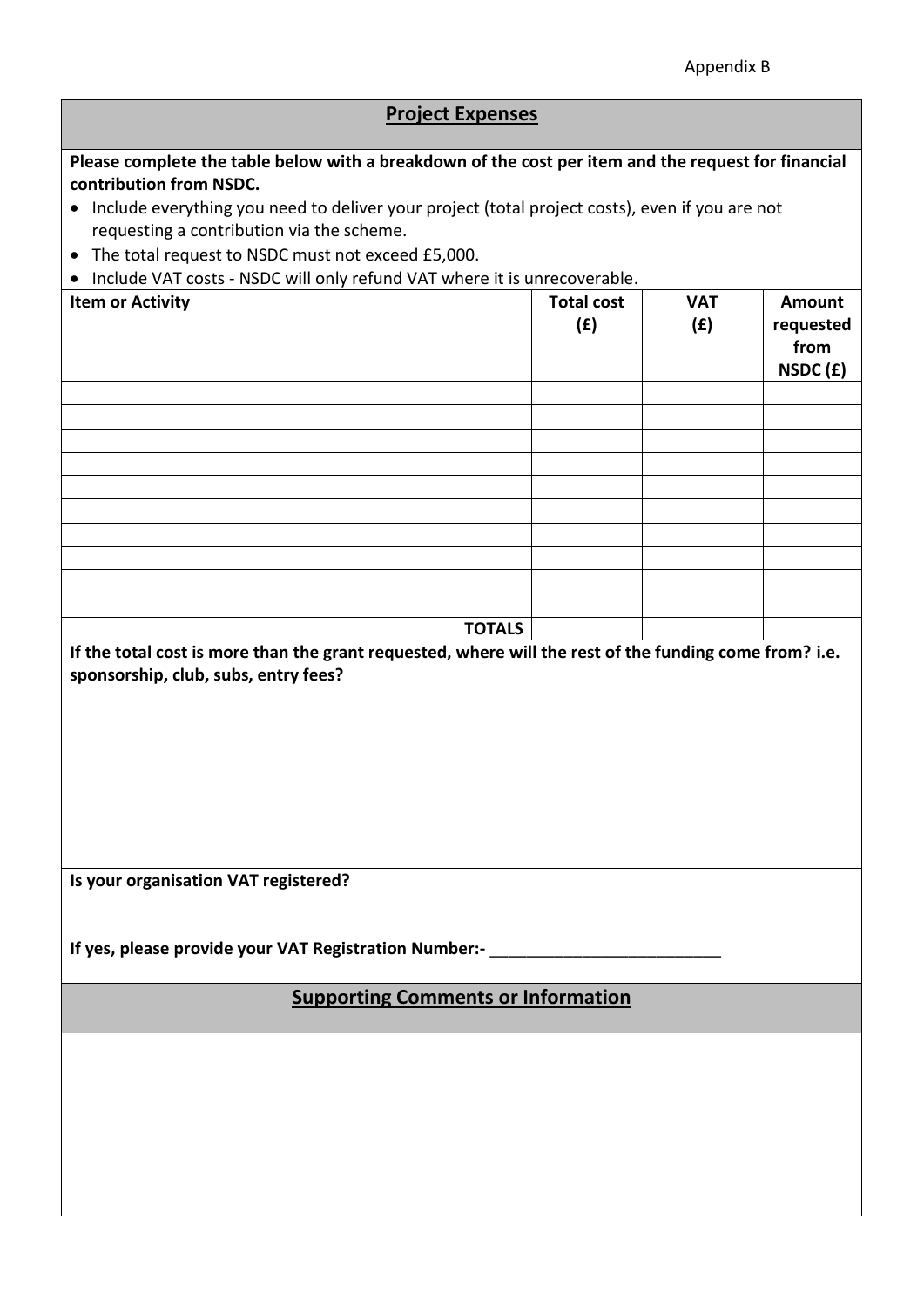Appendix B

## Project Expenses

**Please complete the table below with a breakdown of the cost per item and the request for financial contribution from NSDC.**

- Include everything you need to deliver your project (total project costs), even if you are not requesting a contribution via the scheme.
- The total request to NSDC must not exceed £5,000.
- Include VAT costs - NSDC will only refund VAT where it is unrecoverable.

| Item or Activity | Total cost (£) | VAT (£) | Amount requested from NSDC (£) |
|---|---|---|---|
| | | | |
| | | | |
| | | | |
| | | | |
| | | | |
| | | | |
| | | | |
| | | | |
| | | | |
| | | | |
| **TOTALS** | | | |

**If the total cost is more than the grant requested, where will the rest of the funding come from? i.e. sponsorship, club, subs, entry fees?**

**Is your organisation VAT registered?**

**If yes, please provide your VAT Registration Number:-** ___________________________

## Supporting Comments or Information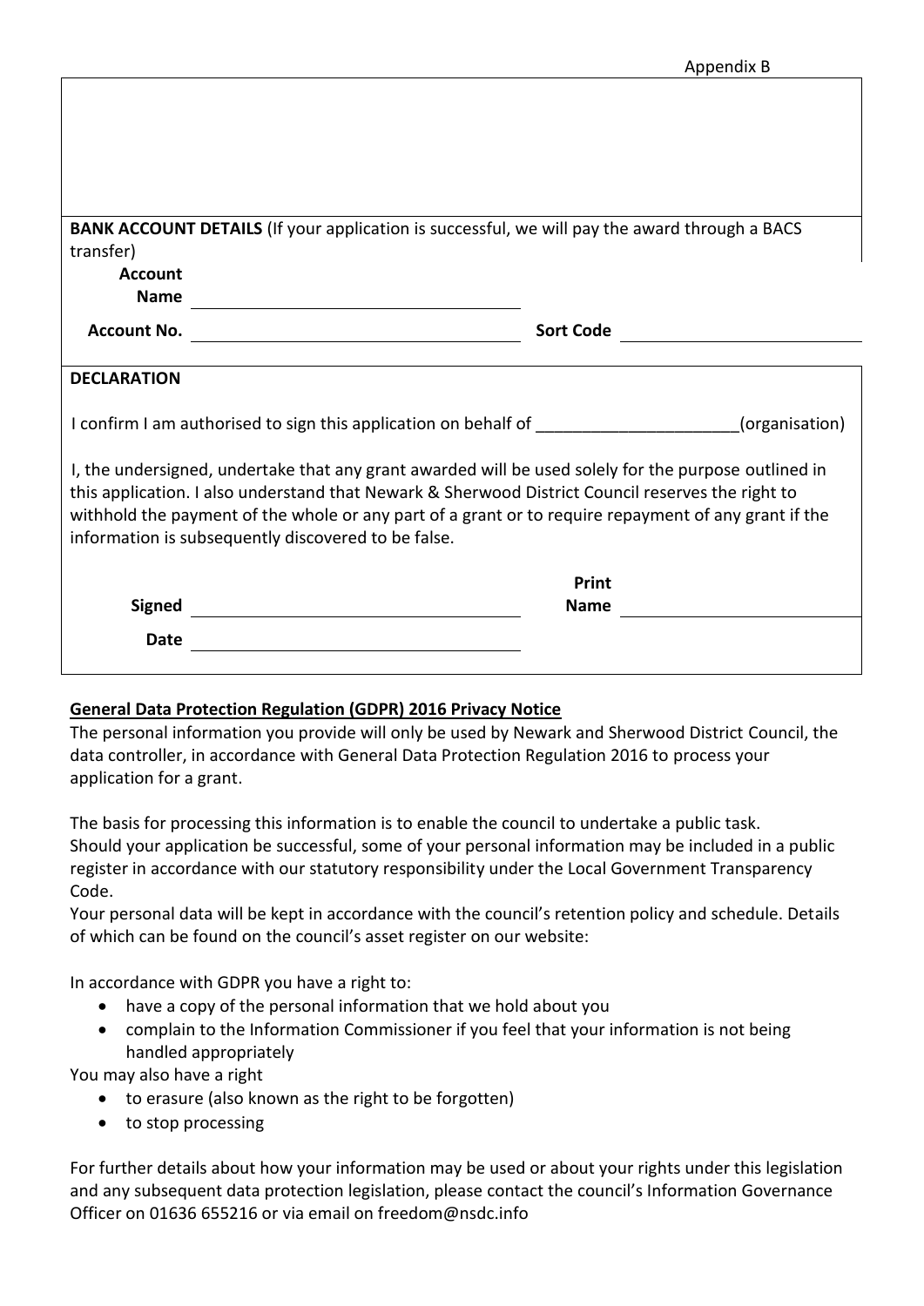Appendix B

**BANK ACCOUNT DETAILS** (If your application is successful, we will pay the award through a BACS transfer)

**Account Name** ______________________

**Account No.** ______________________ **Sort Code** ______________________

**DECLARATION**

I confirm I am authorised to sign this application on behalf of ______________________(organisation)

I, the undersigned, undertake that any grant awarded will be used solely for the purpose outlined in this application. I also understand that Newark & Sherwood District Council reserves the right to withhold the payment of the whole or any part of a grant or to require repayment of any grant if the information is subsequently discovered to be false.

**Signed** ______________________ **Print Name** ______________________

**Date** ______________________

**General Data Protection Regulation (GDPR) 2016 Privacy Notice**

The personal information you provide will only be used by Newark and Sherwood District Council, the data controller, in accordance with General Data Protection Regulation 2016 to process your application for a grant.

The basis for processing this information is to enable the council to undertake a public task.
Should your application be successful, some of your personal information may be included in a public register in accordance with our statutory responsibility under the Local Government Transparency Code.
Your personal data will be kept in accordance with the council's retention policy and schedule. Details of which can be found on the council's asset register on our website:

In accordance with GDPR you have a right to:

- have a copy of the personal information that we hold about you
- complain to the Information Commissioner if you feel that your information is not being handled appropriately

You may also have a right

- to erasure (also known as the right to be forgotten)
- to stop processing

For further details about how your information may be used or about your rights under this legislation and any subsequent data protection legislation, please contact the council's Information Governance Officer on 01636 655216 or via email on freedom@nsdc.info